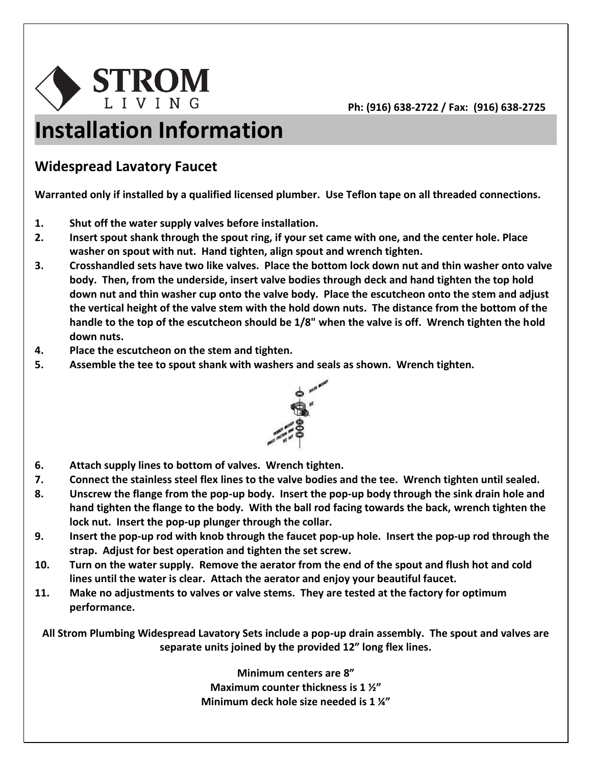STROM
LIVING

Ph: (916) 638-2722 / Fax: (916) 638-2725

# Installation Information

## Widespread Lavatory Faucet

**Warranted only if installed by a qualified licensed plumber. Use Teflon tape on all threaded connections.**

1. **Shut off the water supply valves before installation.**
2. **Insert spout shank through the spout ring, if your set came with one, and the center hole. Place washer on spout with nut. Hand tighten, align spout and wrench tighten.**
3. **Crosshandled sets have two like valves. Place the bottom lock down nut and thin washer onto valve body. Then, from the underside, insert valve bodies through deck and hand tighten the top hold down nut and thin washer cup onto the valve body. Place the escutcheon onto the stem and adjust the vertical height of the valve stem with the hold down nuts. The distance from the bottom of the handle to the top of the escutcheon should be 1/8" when the valve is off. Wrench tighten the hold down nuts.**
4. **Place the escutcheon on the stem and tighten.**
5. **Assemble the tee to spout shank with washers and seals as shown. Wrench tighten.**
6. **Attach supply lines to bottom of valves. Wrench tighten.**
7. **Connect the stainless steel flex lines to the valve bodies and the tee. Wrench tighten until sealed.**
8. **Unscrew the flange from the pop-up body. Insert the pop-up body through the sink drain hole and hand tighten the flange to the body. With the ball rod facing towards the back, wrench tighten the lock nut. Insert the pop-up plunger through the collar.**
9. **Insert the pop-up rod with knob through the faucet pop-up hole. Insert the pop-up rod through the strap. Adjust for best operation and tighten the set screw.**
10. **Turn on the water supply. Remove the aerator from the end of the spout and flush hot and cold lines until the water is clear. Attach the aerator and enjoy your beautiful faucet.**
11. **Make no adjustments to valves or valve stems. They are tested at the factory for optimum performance.**

**All Strom Plumbing Widespread Lavatory Sets include a pop-up drain assembly. The spout and valves are separate units joined by the provided 12" long flex lines.**

**Minimum centers are 8"**
**Maximum counter thickness is 1 ½"**
**Minimum deck hole size needed is 1 ¼"**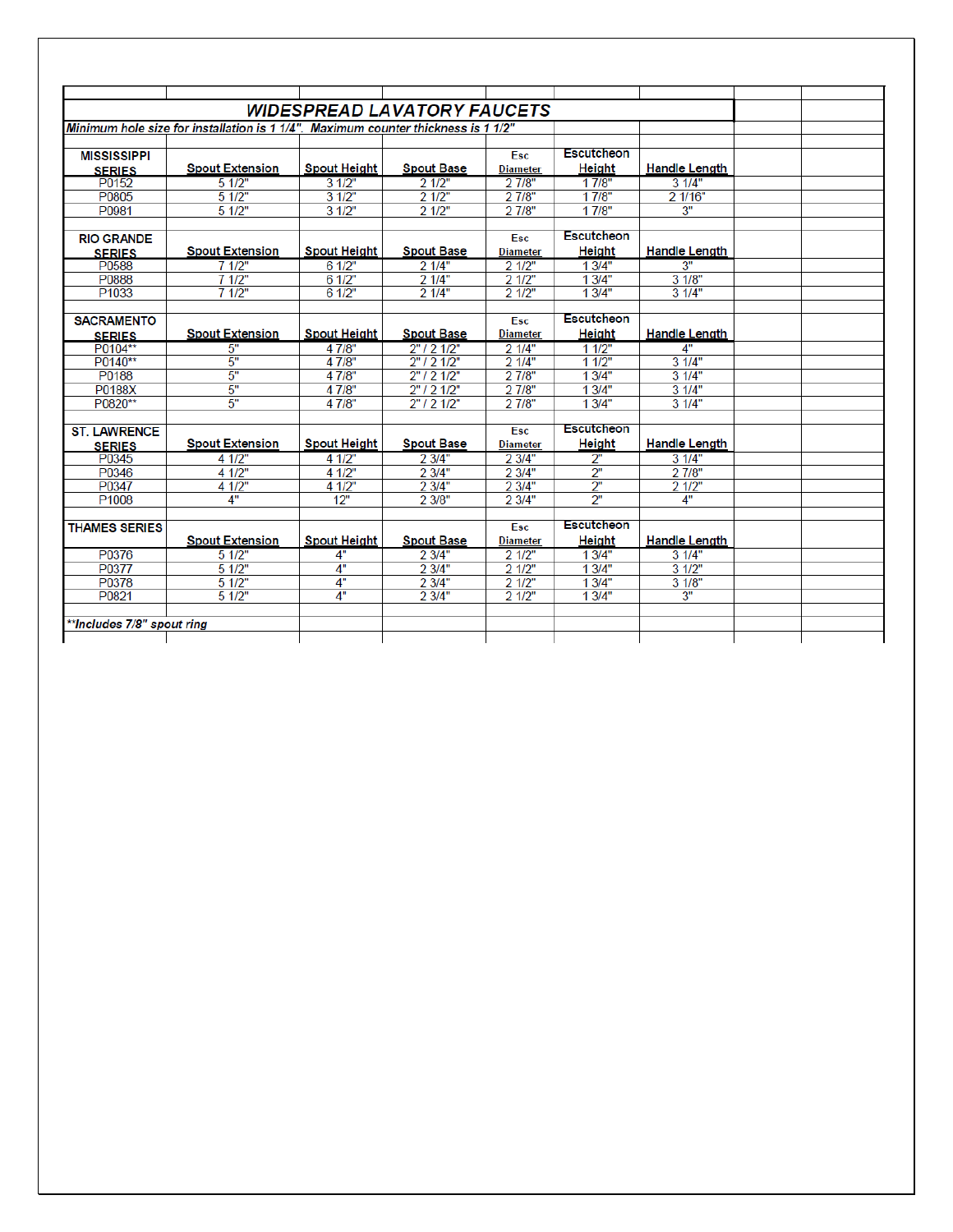# WIDESPREAD LAVATORY FAUCETS

*Minimum hole size for installation is 1 1/4". Maximum counter thickness is 1 1/2"*

| MISSISSIPPI SERIES | Spout Extension | Spout Height | Spout Base | Esc Diameter | Escutcheon Height | Handle Length |
|---|---|---|---|---|---|---|
| P0152 | 5 1/2" | 3 1/2" | 2 1/2" | 2 7/8" | 1 7/8" | 3 1/4" |
| P0805 | 5 1/2" | 3 1/2" | 2 1/2" | 2 7/8" | 1 7/8" | 2 1/16" |
| P0981 | 5 1/2" | 3 1/2" | 2 1/2" | 2 7/8" | 1 7/8" | 3" |
| **RIO GRANDE SERIES** | **Spout Extension** | **Spout Height** | **Spout Base** | **Esc Diameter** | **Escutcheon Height** | **Handle Length** |
| P0588 | 7 1/2" | 6 1/2" | 2 1/4" | 2 1/2" | 1 3/4" | 3" |
| P0888 | 7 1/2" | 6 1/2" | 2 1/4" | 2 1/2" | 1 3/4" | 3 1/8" |
| P1033 | 7 1/2" | 6 1/2" | 2 1/4" | 2 1/2" | 1 3/4" | 3 1/4" |
| **SACRAMENTO SERIES** | **Spout Extension** | **Spout Height** | **Spout Base** | **Esc Diameter** | **Escutcheon Height** | **Handle Length** |
| P0104** | 5" | 4 7/8" | 2" / 2 1/2" | 2 1/4" | 1 1/2" | 4" |
| P0140** | 5" | 4 7/8" | 2" / 2 1/2" | 2 1/4" | 1 1/2" | 3 1/4" |
| P0188 | 5" | 4 7/8" | 2" / 2 1/2" | 2 7/8" | 1 3/4" | 3 1/4" |
| P0188X | 5" | 4 7/8" | 2" / 2 1/2" | 2 7/8" | 1 3/4" | 3 1/4" |
| P0820** | 5" | 4 7/8" | 2" / 2 1/2" | 2 7/8" | 1 3/4" | 3 1/4" |
| **ST. LAWRENCE SERIES** | **Spout Extension** | **Spout Height** | **Spout Base** | **Esc Diameter** | **Escutcheon Height** | **Handle Length** |
| P0345 | 4 1/2" | 4 1/2" | 2 3/4" | 2 3/4" | 2" | 3 1/4" |
| P0346 | 4 1/2" | 4 1/2" | 2 3/4" | 2 3/4" | 2" | 2 7/8" |
| P0347 | 4 1/2" | 4 1/2" | 2 3/4" | 2 3/4" | 2" | 2 1/2" |
| P1008 | 4" | 12" | 2 3/8" | 2 3/4" | 2" | 4" |
| **THAMES SERIES** | **Spout Extension** | **Spout Height** | **Spout Base** | **Esc Diameter** | **Escutcheon Height** | **Handle Length** |
| P0376 | 5 1/2" | 4" | 2 3/4" | 2 1/2" | 1 3/4" | 3 1/4" |
| P0377 | 5 1/2" | 4" | 2 3/4" | 2 1/2" | 1 3/4" | 3 1/2" |
| P0378 | 5 1/2" | 4" | 2 3/4" | 2 1/2" | 1 3/4" | 3 1/8" |
| P0821 | 5 1/2" | 4" | 2 3/4" | 2 1/2" | 1 3/4" | 3" |

*\*\*Includes 7/8" spout ring*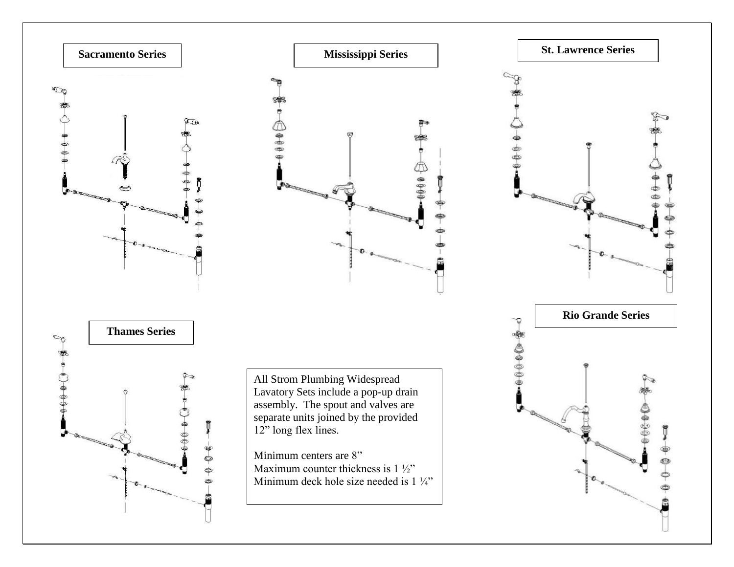**Sacramento Series**

**Mississippi Series**

**St. Lawrence Series**

**Thames Series**

**Rio Grande Series**

All Strom Plumbing Widespread Lavatory Sets include a pop-up drain assembly. The spout and valves are separate units joined by the provided 12” long flex lines.

Minimum centers are 8”
Maximum counter thickness is 1 ½”
Minimum deck hole size needed is 1 ¼”